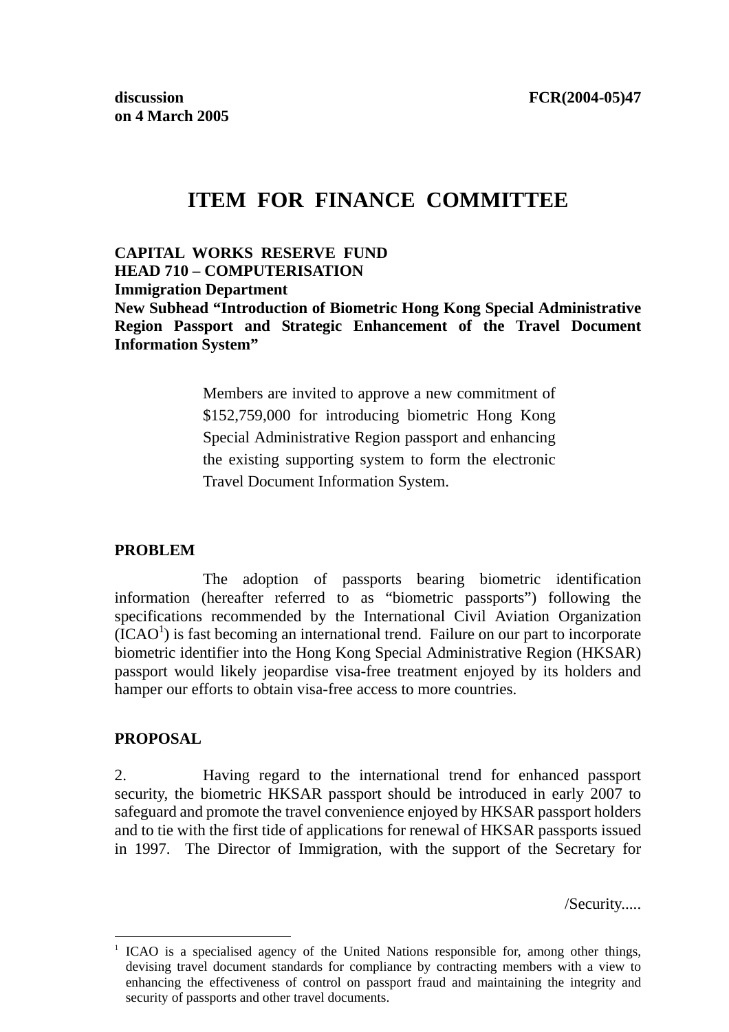**discussion** **FCR(2004-05)47**
**on 4 March 2005**

# ITEM FOR FINANCE COMMITTEE

**CAPITAL WORKS RESERVE FUND**
**HEAD 710 – COMPUTERISATION**
**Immigration Department**
**New Subhead "Introduction of Biometric Hong Kong Special Administrative Region Passport and Strategic Enhancement of the Travel Document Information System"**

> Members are invited to approve a new commitment of \$152,759,000 for introducing biometric Hong Kong Special Administrative Region passport and enhancing the existing supporting system to form the electronic Travel Document Information System.

## PROBLEM

The adoption of passports bearing biometric identification information (hereafter referred to as "biometric passports") following the specifications recommended by the International Civil Aviation Organization (ICAO[1]) is fast becoming an international trend. Failure on our part to incorporate biometric identifier into the Hong Kong Special Administrative Region (HKSAR) passport would likely jeopardise visa-free treatment enjoyed by its holders and hamper our efforts to obtain visa-free access to more countries.

## PROPOSAL

2. Having regard to the international trend for enhanced passport security, the biometric HKSAR passport should be introduced in early 2007 to safeguard and promote the travel convenience enjoyed by HKSAR passport holders and to tie with the first tide of applications for renewal of HKSAR passports issued in 1997. The Director of Immigration, with the support of the Secretary for

/Security.....

---

[1] ICAO is a specialised agency of the United Nations responsible for, among other things, devising travel document standards for compliance by contracting members with a view to enhancing the effectiveness of control on passport fraud and maintaining the integrity and security of passports and other travel documents.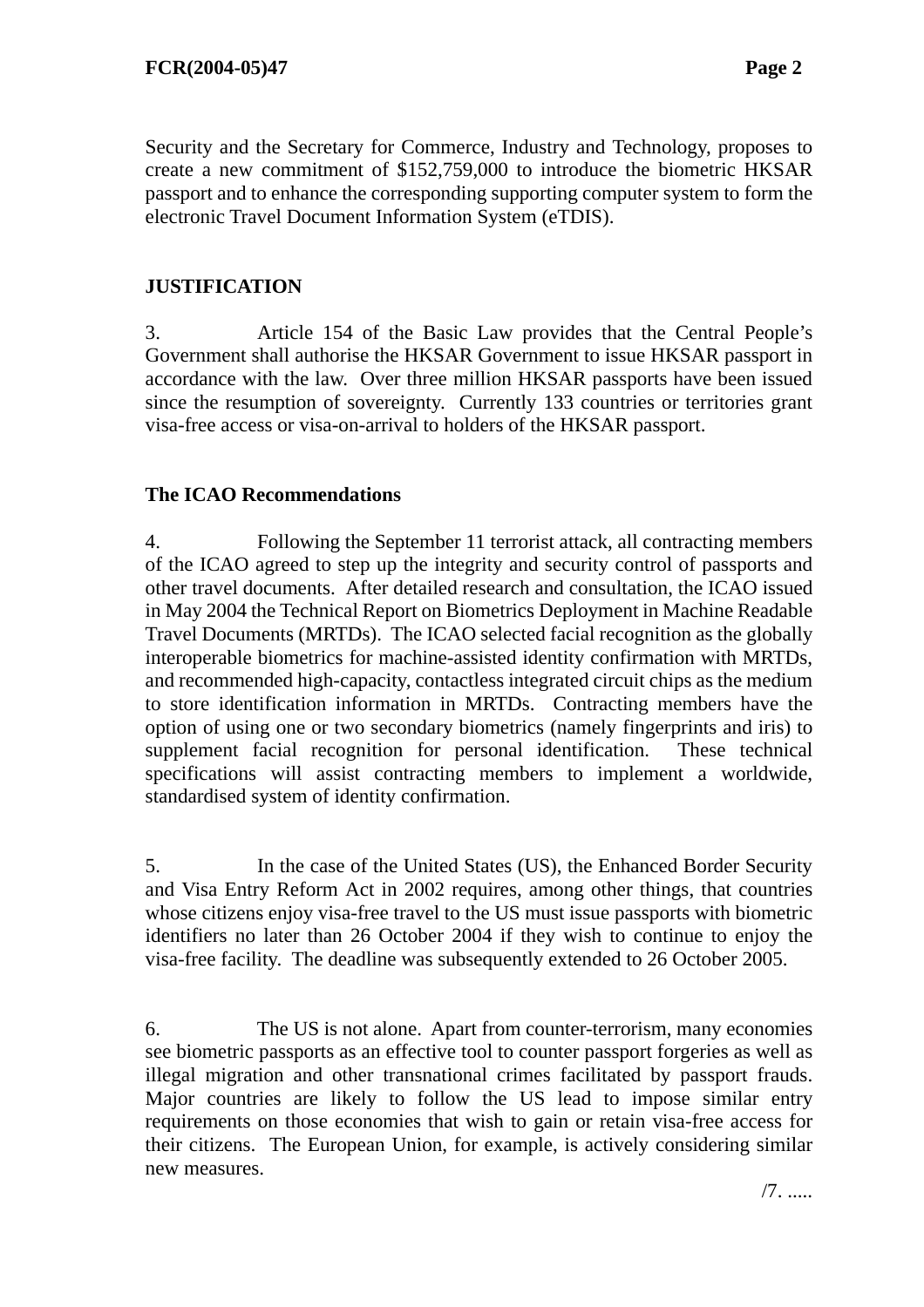Security and the Secretary for Commerce, Industry and Technology, proposes to create a new commitment of $152,759,000 to introduce the biometric HKSAR passport and to enhance the corresponding supporting computer system to form the electronic Travel Document Information System (eTDIS).

## JUSTIFICATION

3. Article 154 of the Basic Law provides that the Central People's Government shall authorise the HKSAR Government to issue HKSAR passport in accordance with the law. Over three million HKSAR passports have been issued since the resumption of sovereignty. Currently 133 countries or territories grant visa-free access or visa-on-arrival to holders of the HKSAR passport.

### The ICAO Recommendations

4. Following the September 11 terrorist attack, all contracting members of the ICAO agreed to step up the integrity and security control of passports and other travel documents. After detailed research and consultation, the ICAO issued in May 2004 the Technical Report on Biometrics Deployment in Machine Readable Travel Documents (MRTDs). The ICAO selected facial recognition as the globally interoperable biometrics for machine-assisted identity confirmation with MRTDs, and recommended high-capacity, contactless integrated circuit chips as the medium to store identification information in MRTDs. Contracting members have the option of using one or two secondary biometrics (namely fingerprints and iris) to supplement facial recognition for personal identification. These technical specifications will assist contracting members to implement a worldwide, standardised system of identity confirmation.

5. In the case of the United States (US), the Enhanced Border Security and Visa Entry Reform Act in 2002 requires, among other things, that countries whose citizens enjoy visa-free travel to the US must issue passports with biometric identifiers no later than 26 October 2004 if they wish to continue to enjoy the visa-free facility. The deadline was subsequently extended to 26 October 2005.

6. The US is not alone. Apart from counter-terrorism, many economies see biometric passports as an effective tool to counter passport forgeries as well as illegal migration and other transnational crimes facilitated by passport frauds. Major countries are likely to follow the US lead to impose similar entry requirements on those economies that wish to gain or retain visa-free access for their citizens. The European Union, for example, is actively considering similar new measures.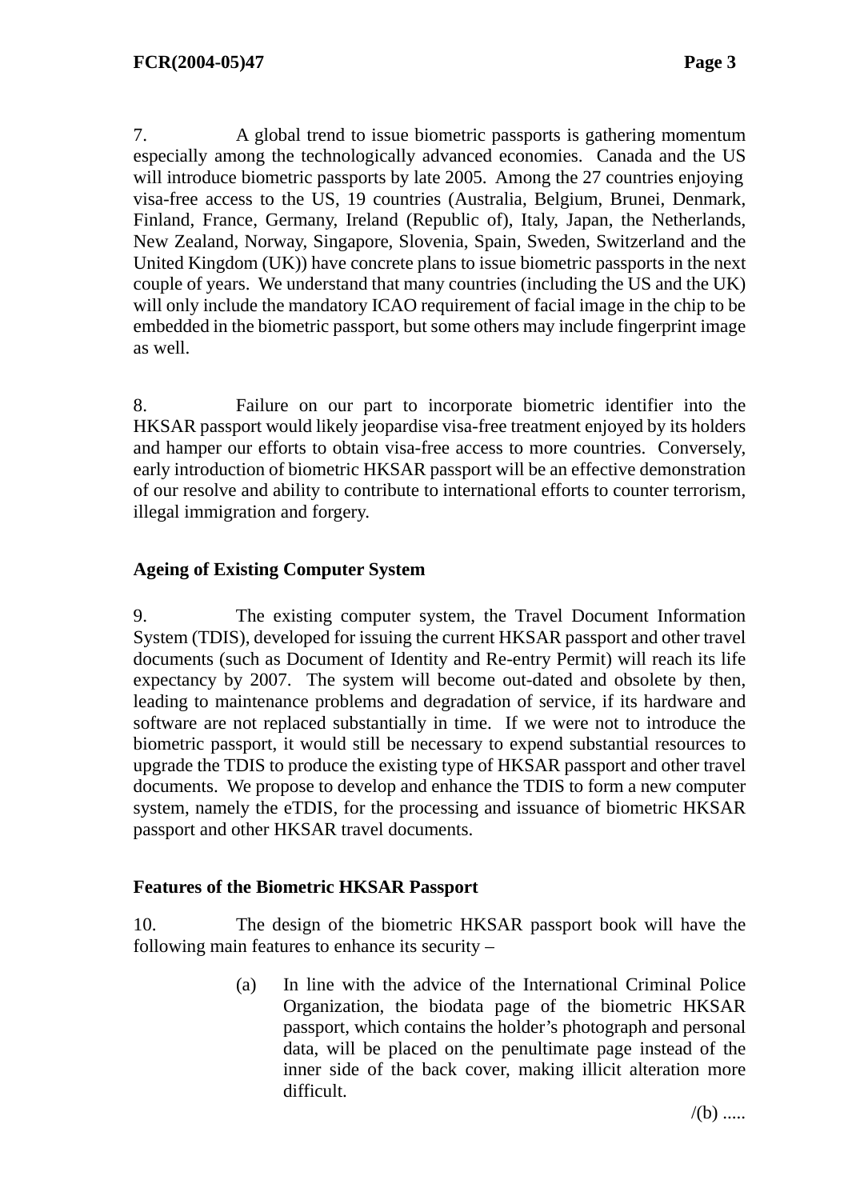7. A global trend to issue biometric passports is gathering momentum especially among the technologically advanced economies. Canada and the US will introduce biometric passports by late 2005. Among the 27 countries enjoying visa-free access to the US, 19 countries (Australia, Belgium, Brunei, Denmark, Finland, France, Germany, Ireland (Republic of), Italy, Japan, the Netherlands, New Zealand, Norway, Singapore, Slovenia, Spain, Sweden, Switzerland and the United Kingdom (UK)) have concrete plans to issue biometric passports in the next couple of years. We understand that many countries (including the US and the UK) will only include the mandatory ICAO requirement of facial image in the chip to be embedded in the biometric passport, but some others may include fingerprint image as well.

8. Failure on our part to incorporate biometric identifier into the HKSAR passport would likely jeopardise visa-free treatment enjoyed by its holders and hamper our efforts to obtain visa-free access to more countries. Conversely, early introduction of biometric HKSAR passport will be an effective demonstration of our resolve and ability to contribute to international efforts to counter terrorism, illegal immigration and forgery.

**Ageing of Existing Computer System**

9. The existing computer system, the Travel Document Information System (TDIS), developed for issuing the current HKSAR passport and other travel documents (such as Document of Identity and Re-entry Permit) will reach its life expectancy by 2007. The system will become out-dated and obsolete by then, leading to maintenance problems and degradation of service, if its hardware and software are not replaced substantially in time. If we were not to introduce the biometric passport, it would still be necessary to expend substantial resources to upgrade the TDIS to produce the existing type of HKSAR passport and other travel documents. We propose to develop and enhance the TDIS to form a new computer system, namely the eTDIS, for the processing and issuance of biometric HKSAR passport and other HKSAR travel documents.

**Features of the Biometric HKSAR Passport**

10. The design of the biometric HKSAR passport book will have the following main features to enhance its security –

(a) In line with the advice of the International Criminal Police Organization, the biodata page of the biometric HKSAR passport, which contains the holder's photograph and personal data, will be placed on the penultimate page instead of the inner side of the back cover, making illicit alteration more difficult.

/(b) .....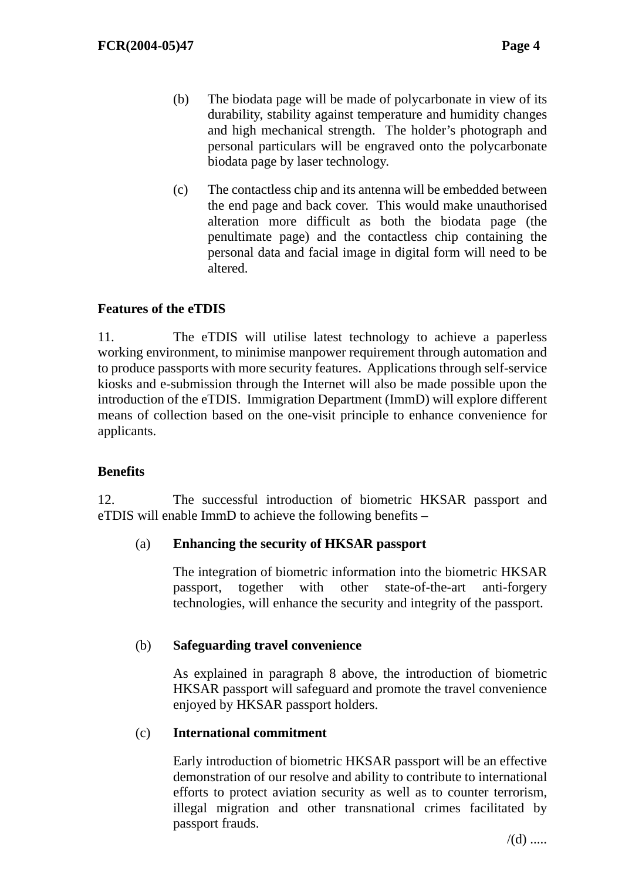(b) The biodata page will be made of polycarbonate in view of its durability, stability against temperature and humidity changes and high mechanical strength. The holder's photograph and personal particulars will be engraved onto the polycarbonate biodata page by laser technology.

(c) The contactless chip and its antenna will be embedded between the end page and back cover. This would make unauthorised alteration more difficult as both the biodata page (the penultimate page) and the contactless chip containing the personal data and facial image in digital form will need to be altered.

**Features of the eTDIS**

11. The eTDIS will utilise latest technology to achieve a paperless working environment, to minimise manpower requirement through automation and to produce passports with more security features. Applications through self-service kiosks and e-submission through the Internet will also be made possible upon the introduction of the eTDIS. Immigration Department (ImmD) will explore different means of collection based on the one-visit principle to enhance convenience for applicants.

**Benefits**

12. The successful introduction of biometric HKSAR passport and eTDIS will enable ImmD to achieve the following benefits –

(a) **Enhancing the security of HKSAR passport**

The integration of biometric information into the biometric HKSAR passport, together with other state-of-the-art anti-forgery technologies, will enhance the security and integrity of the passport.

(b) **Safeguarding travel convenience**

As explained in paragraph 8 above, the introduction of biometric HKSAR passport will safeguard and promote the travel convenience enjoyed by HKSAR passport holders.

(c) **International commitment**

Early introduction of biometric HKSAR passport will be an effective demonstration of our resolve and ability to contribute to international efforts to protect aviation security as well as to counter terrorism, illegal migration and other transnational crimes facilitated by passport frauds.

/(d) .....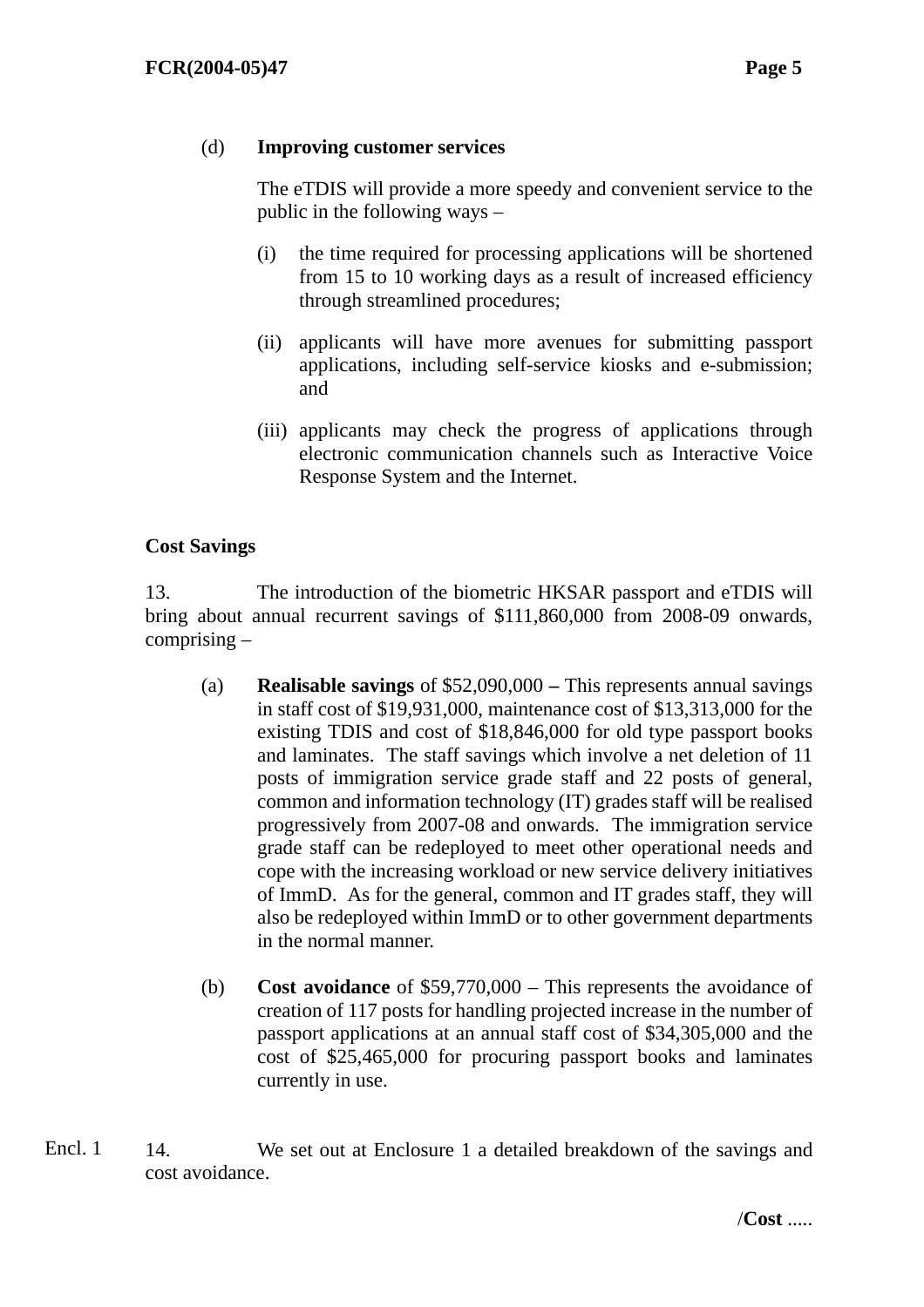(d) **Improving customer services**

The eTDIS will provide a more speedy and convenient service to the public in the following ways –

(i) the time required for processing applications will be shortened from 15 to 10 working days as a result of increased efficiency through streamlined procedures;

(ii) applicants will have more avenues for submitting passport applications, including self-service kiosks and e-submission; and

(iii) applicants may check the progress of applications through electronic communication channels such as Interactive Voice Response System and the Internet.

**Cost Savings**

13. The introduction of the biometric HKSAR passport and eTDIS will bring about annual recurrent savings of $111,860,000 from 2008-09 onwards, comprising –

(a) **Realisable savings** of $52,090,000 **–** This represents annual savings in staff cost of $19,931,000, maintenance cost of $13,313,000 for the existing TDIS and cost of $18,846,000 for old type passport books and laminates. The staff savings which involve a net deletion of 11 posts of immigration service grade staff and 22 posts of general, common and information technology (IT) grades staff will be realised progressively from 2007-08 and onwards. The immigration service grade staff can be redeployed to meet other operational needs and cope with the increasing workload or new service delivery initiatives of ImmD. As for the general, common and IT grades staff, they will also be redeployed within ImmD or to other government departments in the normal manner.

(b) **Cost avoidance** of $59,770,000 – This represents the avoidance of creation of 117 posts for handling projected increase in the number of passport applications at an annual staff cost of $34,305,000 and the cost of $25,465,000 for procuring passport books and laminates currently in use.

Encl. 1

14. We set out at Enclosure 1 a detailed breakdown of the savings and cost avoidance.

/**Cost** .....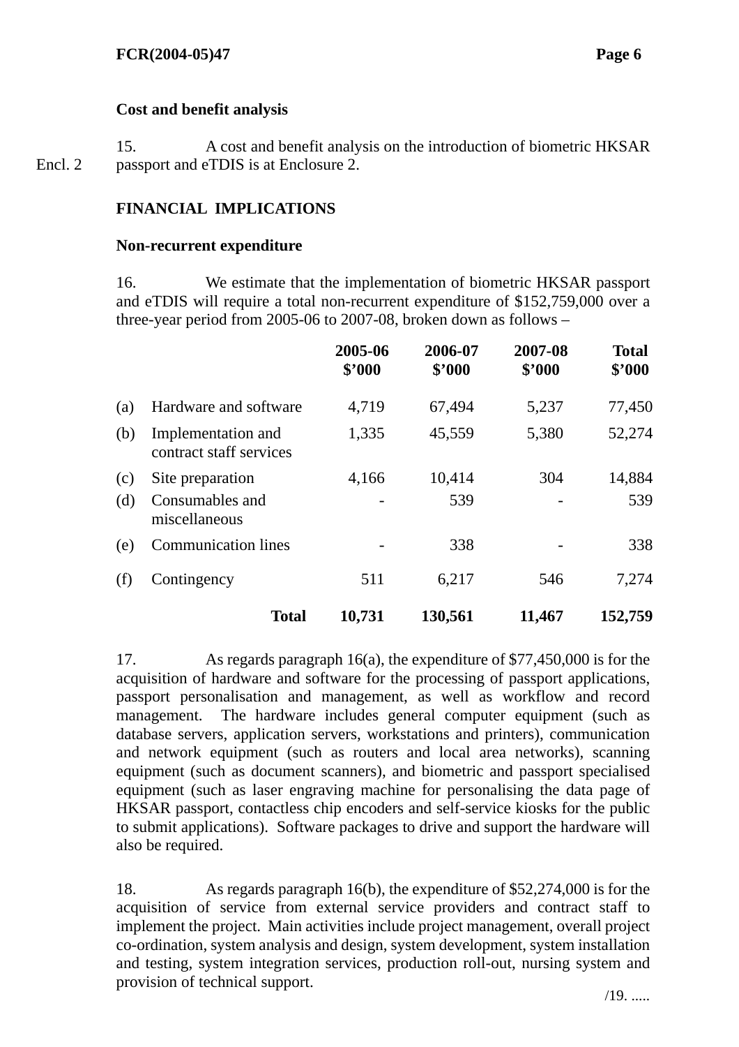**Cost and benefit analysis**

15. A cost and benefit analysis on the introduction of biometric HKSAR passport and eTDIS is at Enclosure 2.

Encl. 2

**FINANCIAL IMPLICATIONS**

**Non-recurrent expenditure**

16. We estimate that the implementation of biometric HKSAR passport and eTDIS will require a total non-recurrent expenditure of $152,759,000 over a three-year period from 2005-06 to 2007-08, broken down as follows –

| | | 2005-06 $'000 | 2006-07 $'000 | 2007-08 $'000 | Total $'000 |
|---|---|---|---|---|---|
| (a) | Hardware and software | 4,719 | 67,494 | 5,237 | 77,450 |
| (b) | Implementation and contract staff services | 1,335 | 45,559 | 5,380 | 52,274 |
| (c) | Site preparation | 4,166 | 10,414 | 304 | 14,884 |
| (d) | Consumables and miscellaneous | - | 539 | - | 539 |
| (e) | Communication lines | - | 338 | - | 338 |
| (f) | Contingency | 511 | 6,217 | 546 | 7,274 |
| | **Total** | **10,731** | **130,561** | **11,467** | **152,759** |

17. As regards paragraph 16(a), the expenditure of $77,450,000 is for the acquisition of hardware and software for the processing of passport applications, passport personalisation and management, as well as workflow and record management. The hardware includes general computer equipment (such as database servers, application servers, workstations and printers), communication and network equipment (such as routers and local area networks), scanning equipment (such as document scanners), and biometric and passport specialised equipment (such as laser engraving machine for personalising the data page of HKSAR passport, contactless chip encoders and self-service kiosks for the public to submit applications). Software packages to drive and support the hardware will also be required.

18. As regards paragraph 16(b), the expenditure of $52,274,000 is for the acquisition of service from external service providers and contract staff to implement the project. Main activities include project management, overall project co-ordination, system analysis and design, system development, system installation and testing, system integration services, production roll-out, nursing system and provision of technical support.

/19. .....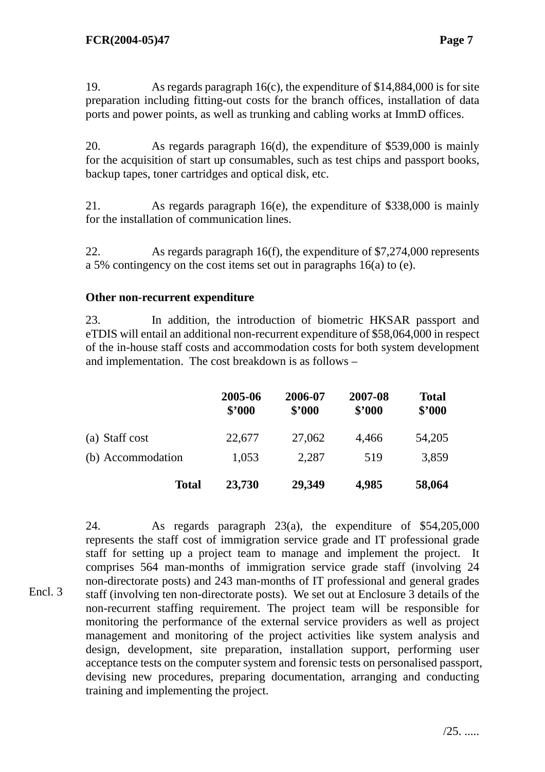19. As regards paragraph 16(c), the expenditure of $14,884,000 is for site preparation including fitting-out costs for the branch offices, installation of data ports and power points, as well as trunking and cabling works at ImmD offices.

20. As regards paragraph 16(d), the expenditure of $539,000 is mainly for the acquisition of start up consumables, such as test chips and passport books, backup tapes, toner cartridges and optical disk, etc.

21. As regards paragraph 16(e), the expenditure of $338,000 is mainly for the installation of communication lines.

22. As regards paragraph 16(f), the expenditure of $7,274,000 represents a 5% contingency on the cost items set out in paragraphs 16(a) to (e).

**Other non-recurrent expenditure**

23. In addition, the introduction of biometric HKSAR passport and eTDIS will entail an additional non-recurrent expenditure of $58,064,000 in respect of the in-house staff costs and accommodation costs for both system development and implementation. The cost breakdown is as follows –

| | **2005-06 $'000** | **2006-07 $'000** | **2007-08 $'000** | **Total $'000** |
|---|---|---|---|---|
| (a) Staff cost | 22,677 | 27,062 | 4,466 | 54,205 |
| (b) Accommodation | 1,053 | 2,287 | 519 | 3,859 |
| **Total** | **23,730** | **29,349** | **4,985** | **58,064** |

24. As regards paragraph 23(a), the expenditure of $54,205,000 represents the staff cost of immigration service grade and IT professional grade staff for setting up a project team to manage and implement the project. It comprises 564 man-months of immigration service grade staff (involving 24 non-directorate posts) and 243 man-months of IT professional and general grades staff (involving ten non-directorate posts). We set out at Enclosure 3 details of the non-recurrent staffing requirement. The project team will be responsible for monitoring the performance of the external service providers as well as project management and monitoring of the project activities like system analysis and design, development, site preparation, installation support, performing user acceptance tests on the computer system and forensic tests on personalised passport, devising new procedures, preparing documentation, arranging and conducting training and implementing the project.

Encl. 3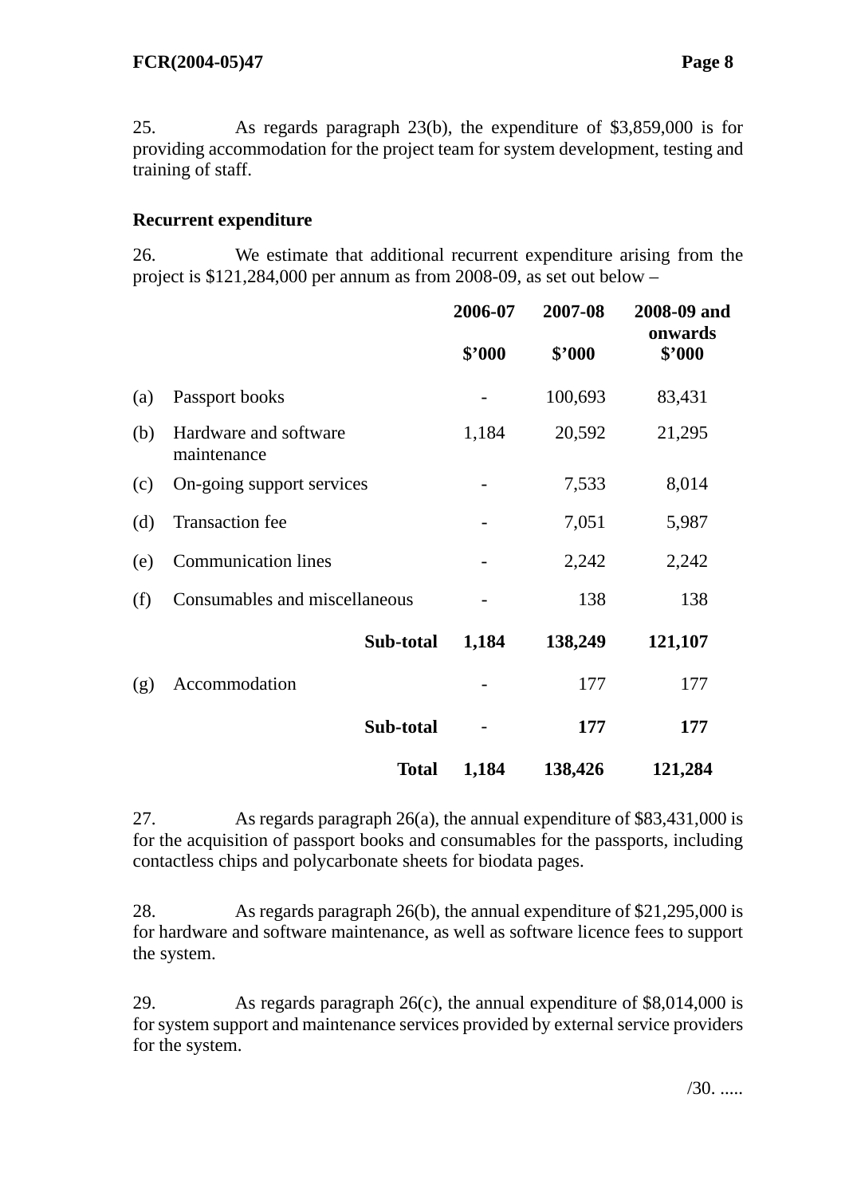25. As regards paragraph 23(b), the expenditure of $3,859,000 is for providing accommodation for the project team for system development, testing and training of staff.

**Recurrent expenditure**

26. We estimate that additional recurrent expenditure arising from the project is $121,284,000 per annum as from 2008-09, as set out below –

| | | 2006-07 | 2007-08 | 2008-09 and onwards |
|---|---|---|---|---|
| | | **$'000** | **$'000** | **$'000** |
| (a) | Passport books | - | 100,693 | 83,431 |
| (b) | Hardware and software maintenance | 1,184 | 20,592 | 21,295 |
| (c) | On-going support services | - | 7,533 | 8,014 |
| (d) | Transaction fee | - | 7,051 | 5,987 |
| (e) | Communication lines | - | 2,242 | 2,242 |
| (f) | Consumables and miscellaneous | - | 138 | 138 |
| | **Sub-total** | **1,184** | **138,249** | **121,107** |
| (g) | Accommodation | - | 177 | 177 |
| | **Sub-total** | - | **177** | **177** |
| | **Total** | **1,184** | **138,426** | **121,284** |

27. As regards paragraph 26(a), the annual expenditure of $83,431,000 is for the acquisition of passport books and consumables for the passports, including contactless chips and polycarbonate sheets for biodata pages.

28. As regards paragraph 26(b), the annual expenditure of $21,295,000 is for hardware and software maintenance, as well as software licence fees to support the system.

29. As regards paragraph 26(c), the annual expenditure of $8,014,000 is for system support and maintenance services provided by external service providers for the system.

/30. .....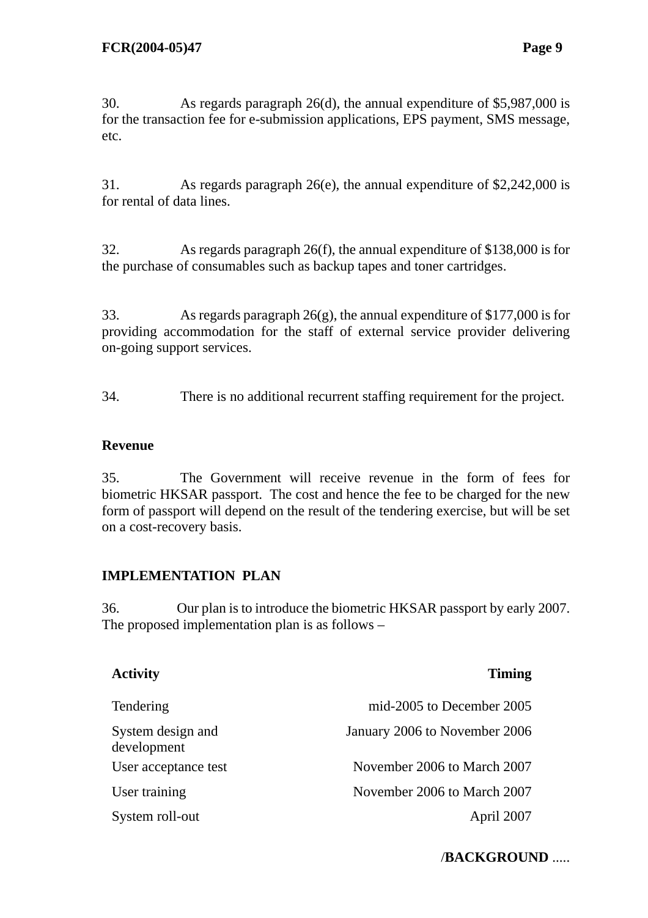30. As regards paragraph 26(d), the annual expenditure of $5,987,000 is for the transaction fee for e-submission applications, EPS payment, SMS message, etc.

31. As regards paragraph 26(e), the annual expenditure of $2,242,000 is for rental of data lines.

32. As regards paragraph 26(f), the annual expenditure of $138,000 is for the purchase of consumables such as backup tapes and toner cartridges.

33. As regards paragraph 26(g), the annual expenditure of $177,000 is for providing accommodation for the staff of external service provider delivering on-going support services.

34. There is no additional recurrent staffing requirement for the project.

**Revenue**

35. The Government will receive revenue in the form of fees for biometric HKSAR passport. The cost and hence the fee to be charged for the new form of passport will depend on the result of the tendering exercise, but will be set on a cost-recovery basis.

**IMPLEMENTATION PLAN**

36. Our plan is to introduce the biometric HKSAR passport by early 2007. The proposed implementation plan is as follows –

| Activity | Timing |
|---|---:|
| Tendering | mid-2005 to December 2005 |
| System design and development | January 2006 to November 2006 |
| User acceptance test | November 2006 to March 2007 |
| User training | November 2006 to March 2007 |
| System roll-out | April 2007 |

/**BACKGROUND** .....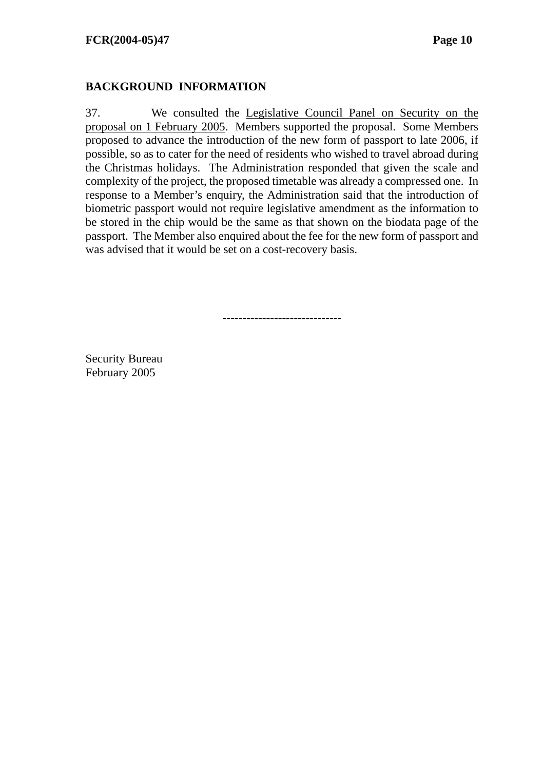## BACKGROUND INFORMATION

37. We consulted the Legislative Council Panel on Security on the proposal on 1 February 2005. Members supported the proposal. Some Members proposed to advance the introduction of the new form of passport to late 2006, if possible, so as to cater for the need of residents who wished to travel abroad during the Christmas holidays. The Administration responded that given the scale and complexity of the project, the proposed timetable was already a compressed one. In response to a Member's enquiry, the Administration said that the introduction of biometric passport would not require legislative amendment as the information to be stored in the chip would be the same as that shown on the biodata page of the passport. The Member also enquired about the fee for the new form of passport and was advised that it would be set on a cost-recovery basis.

-----------------------------

Security Bureau
February 2005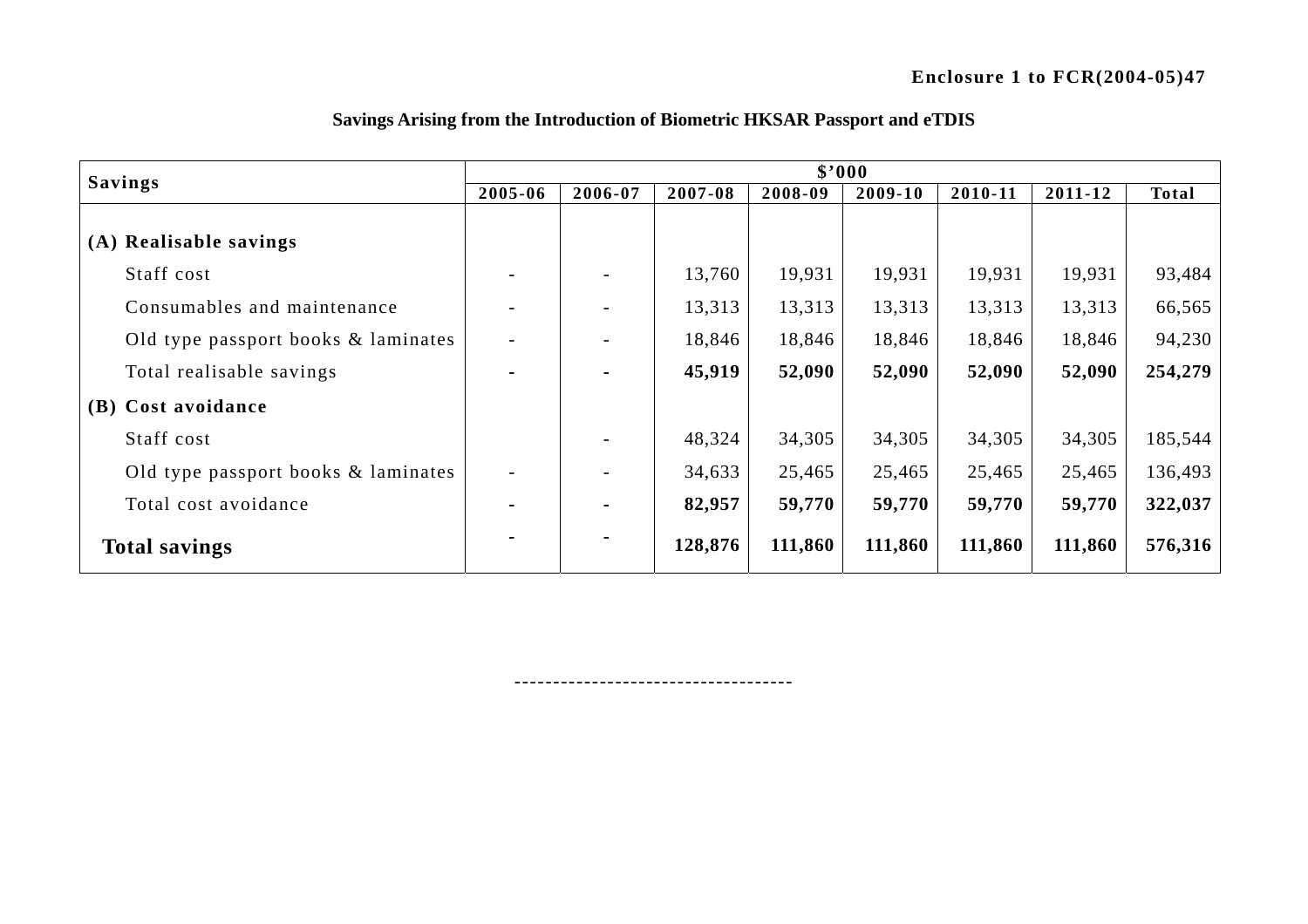**Enclosure 1 to FCR(2004-05)47**

**Savings Arising from the Introduction of Biometric HKSAR Passport and eTDIS**

| Savings | $'000 | | | | | | | |
|---|---|---|---|---|---|---|---|---|
| | 2005-06 | 2006-07 | 2007-08 | 2008-09 | 2009-10 | 2010-11 | 2011-12 | Total |
| **(A) Realisable savings** | | | | | | | | |
| Staff cost | - | - | 13,760 | 19,931 | 19,931 | 19,931 | 19,931 | 93,484 |
| Consumables and maintenance | - | - | 13,313 | 13,313 | 13,313 | 13,313 | 13,313 | 66,565 |
| Old type passport books & laminates | - | - | 18,846 | 18,846 | 18,846 | 18,846 | 18,846 | 94,230 |
| Total realisable savings | **-** | **-** | **45,919** | **52,090** | **52,090** | **52,090** | **52,090** | **254,279** |
| **(B) Cost avoidance** | | | | | | | | |
| Staff cost | | - | 48,324 | 34,305 | 34,305 | 34,305 | 34,305 | 185,544 |
| Old type passport books & laminates | - | - | 34,633 | 25,465 | 25,465 | 25,465 | 25,465 | 136,493 |
| Total cost avoidance | **-** | **-** | **82,957** | **59,770** | **59,770** | **59,770** | **59,770** | **322,037** |
| **Total savings** | **-** | **-** | **128,876** | **111,860** | **111,860** | **111,860** | **111,860** | **576,316** |

------------------------------------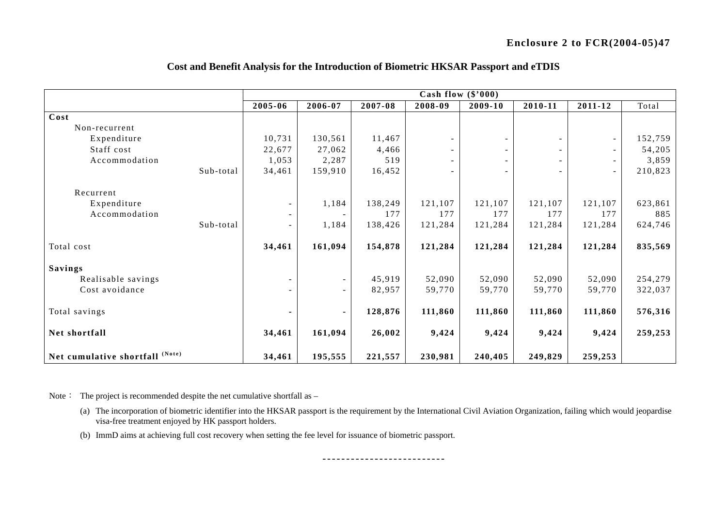**Enclosure 2 to FCR(2004-05)47**

## Cost and Benefit Analysis for the Introduction of Biometric HKSAR Passport and eTDIS

| | Cash flow ($'000) | | | | | | | |
|---|---|---|---|---|---|---|---|---|
| | 2005-06 | 2006-07 | 2007-08 | 2008-09 | 2009-10 | 2010-11 | 2011-12 | Total |
| **Cost** | | | | | | | | |
| Non-recurrent | | | | | | | | |
| Expenditure | 10,731 | 130,561 | 11,467 | - | - | - | - | 152,759 |
| Staff cost | 22,677 | 27,062 | 4,466 | - | - | - | - | 54,205 |
| Accommodation | 1,053 | 2,287 | 519 | - | - | - | - | 3,859 |
| Sub-total | 34,461 | 159,910 | 16,452 | - | - | - | - | 210,823 |
| Recurrent | | | | | | | | |
| Expenditure | - | 1,184 | 138,249 | 121,107 | 121,107 | 121,107 | 121,107 | 623,861 |
| Accommodation | - | - | 177 | 177 | 177 | 177 | 177 | 885 |
| Sub-total | - | 1,184 | 138,426 | 121,284 | 121,284 | 121,284 | 121,284 | 624,746 |
| Total cost | **34,461** | **161,094** | **154,878** | **121,284** | **121,284** | **121,284** | **121,284** | **835,569** |
| **Savings** | | | | | | | | |
| Realisable savings | - | - | 45,919 | 52,090 | 52,090 | 52,090 | 52,090 | 254,279 |
| Cost avoidance | - | - | 82,957 | 59,770 | 59,770 | 59,770 | 59,770 | 322,037 |
| Total savings | **-** | **-** | **128,876** | **111,860** | **111,860** | **111,860** | **111,860** | **576,316** |
| **Net shortfall** | **34,461** | **161,094** | **26,002** | **9,424** | **9,424** | **9,424** | **9,424** | **259,253** |
| **Net cumulative shortfall (Note)** | **34,461** | **195,555** | **221,557** | **230,981** | **240,405** | **249,829** | **259,253** | |

Note： The project is recommended despite the net cumulative shortfall as –

(a) The incorporation of biometric identifier into the HKSAR passport is the requirement by the International Civil Aviation Organization, failing which would jeopardise visa-free treatment enjoyed by HK passport holders.

(b) ImmD aims at achieving full cost recovery when setting the fee level for issuance of biometric passport.

--------------------------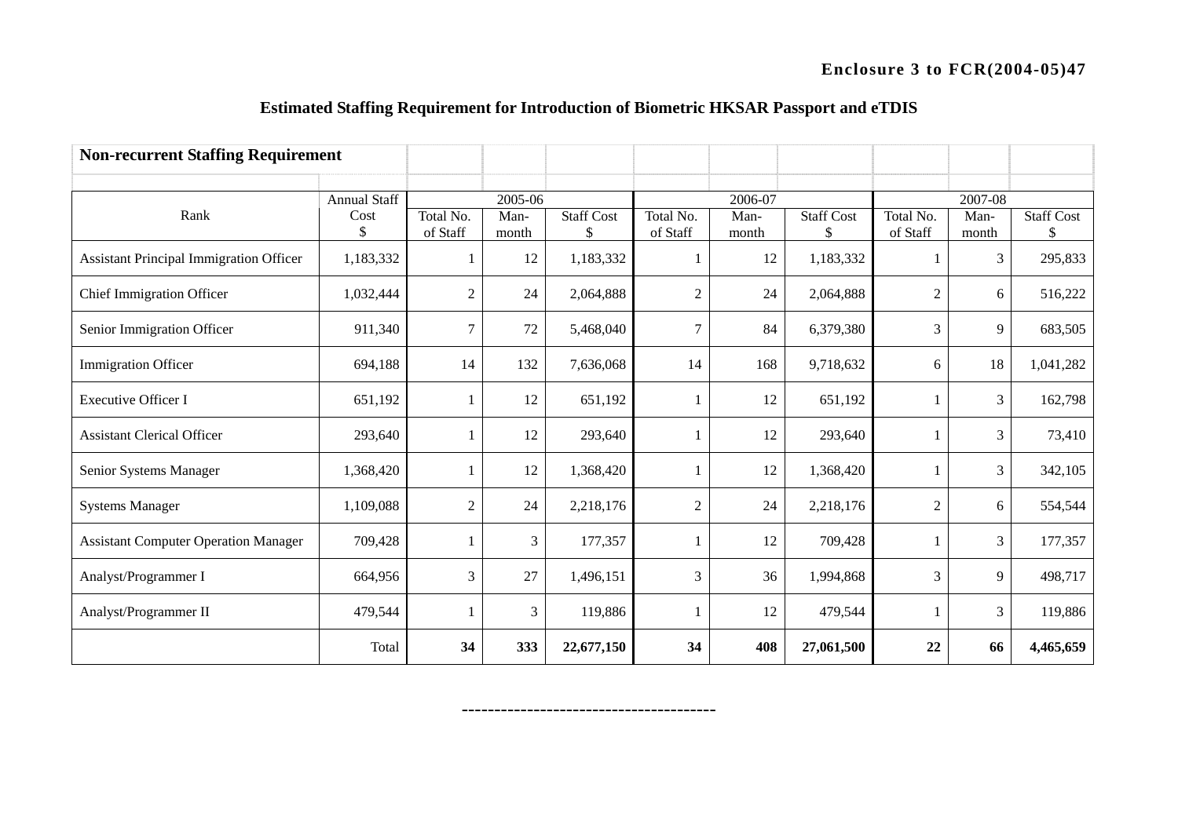**Enclosure 3 to FCR(2004-05)47**

## Estimated Staffing Requirement for Introduction of Biometric HKSAR Passport and eTDIS

**Non-recurrent Staffing Requirement**

| Rank | Annual Staff Cost $ | 2005-06 | | | 2006-07 | | | 2007-08 | | |
|---|---|---|---|---|---|---|---|---|---|---|
| | | Total No. of Staff | Man-month | Staff Cost $ | Total No. of Staff | Man-month | Staff Cost $ | Total No. of Staff | Man-month | Staff Cost $ |
| Assistant Principal Immigration Officer | 1,183,332 | 1 | 12 | 1,183,332 | 1 | 12 | 1,183,332 | 1 | 3 | 295,833 |
| Chief Immigration Officer | 1,032,444 | 2 | 24 | 2,064,888 | 2 | 24 | 2,064,888 | 2 | 6 | 516,222 |
| Senior Immigration Officer | 911,340 | 7 | 72 | 5,468,040 | 7 | 84 | 6,379,380 | 3 | 9 | 683,505 |
| Immigration Officer | 694,188 | 14 | 132 | 7,636,068 | 14 | 168 | 9,718,632 | 6 | 18 | 1,041,282 |
| Executive Officer I | 651,192 | 1 | 12 | 651,192 | 1 | 12 | 651,192 | 1 | 3 | 162,798 |
| Assistant Clerical Officer | 293,640 | 1 | 12 | 293,640 | 1 | 12 | 293,640 | 1 | 3 | 73,410 |
| Senior Systems Manager | 1,368,420 | 1 | 12 | 1,368,420 | 1 | 12 | 1,368,420 | 1 | 3 | 342,105 |
| Systems Manager | 1,109,088 | 2 | 24 | 2,218,176 | 2 | 24 | 2,218,176 | 2 | 6 | 554,544 |
| Assistant Computer Operation Manager | 709,428 | 1 | 3 | 177,357 | 1 | 12 | 709,428 | 1 | 3 | 177,357 |
| Analyst/Programmer I | 664,956 | 3 | 27 | 1,496,151 | 3 | 36 | 1,994,868 | 3 | 9 | 498,717 |
| Analyst/Programmer II | 479,544 | 1 | 3 | 119,886 | 1 | 12 | 479,544 | 1 | 3 | 119,886 |
| | Total | **34** | **333** | **22,677,150** | **34** | **408** | **27,061,500** | **22** | **66** | **4,465,659** |

--------------------------------------